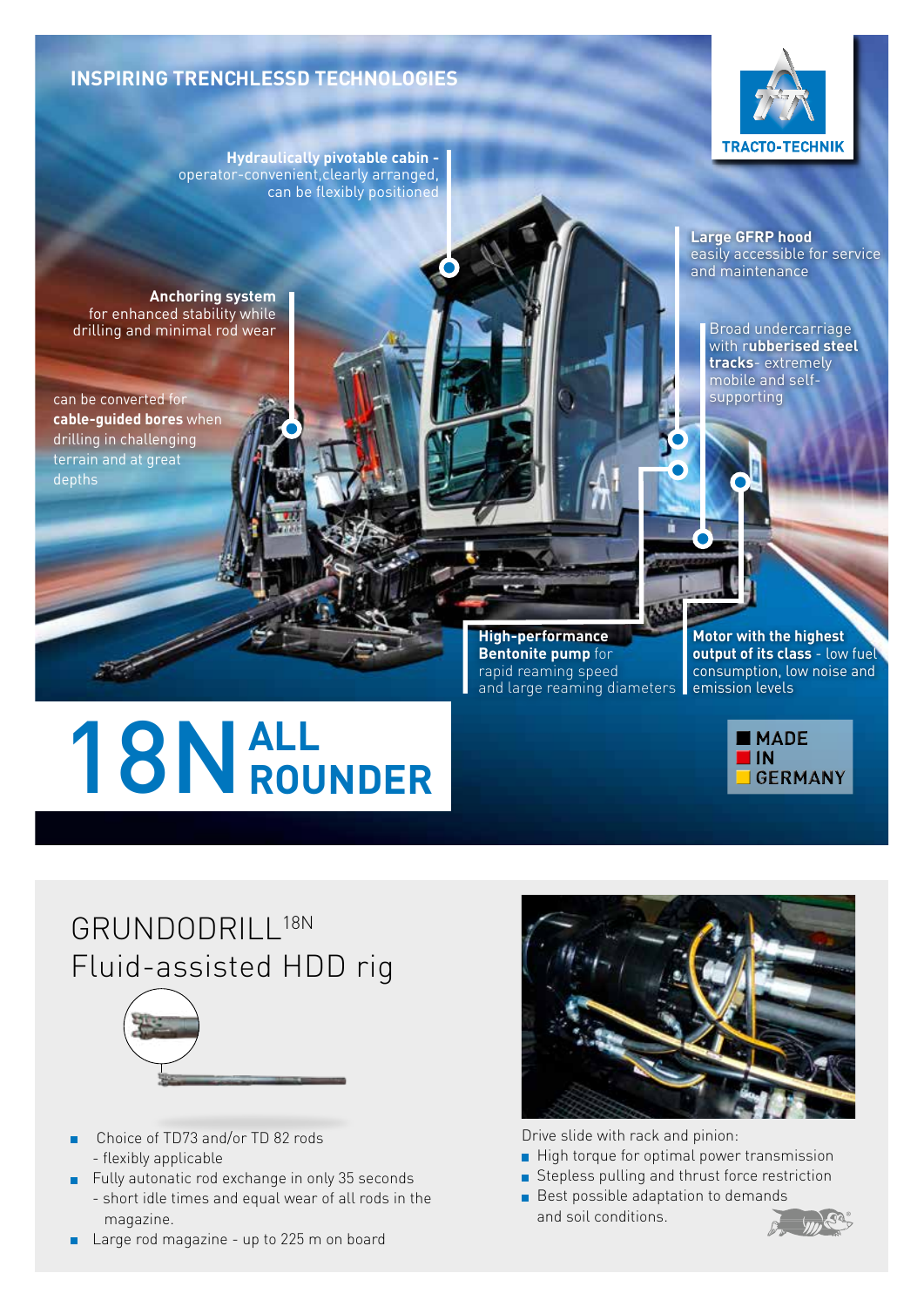## INSPIRING TRENCHLESSD TECHNOLOGIES

TRACTO-TECHNIK

**Hydraulically pivotable cabin -** operator-convenient,clearly arranged, can be flexibly positioned

**Large GFRP hood** easily accessible for service and maintenance

**Anchoring system** for enhanced stability while drilling and minimal rod wear

Broad undercarriage with r**ubberised steel tracks**- extremely mobile and self-supporting

can be converted for **cable-guided bores** when drilling in challenging terrain and at great depths

**High-performance Bentonite pump** for rapid reaming speed and large reaming diameters

**Motor with the highest output of its class** - low fuel consumption, low noise and emission levels

# 18N ALL ROUNDER

MADE IN GERMANY

## GRUNDODRILL[18N] Fluid-assisted HDD rig

- Choice of TD73 and/or TD 82 rods - flexibly applicable
- Fully autonatic rod exchange in only 35 seconds - short idle times and equal wear of all rods in the magazine.
- Large rod magazine - up to 225 m on board

Drive slide with rack and pinion:

- High torque for optimal power transmission
- Stepless pulling and thrust force restriction
- Best possible adaptation to demands and soil conditions.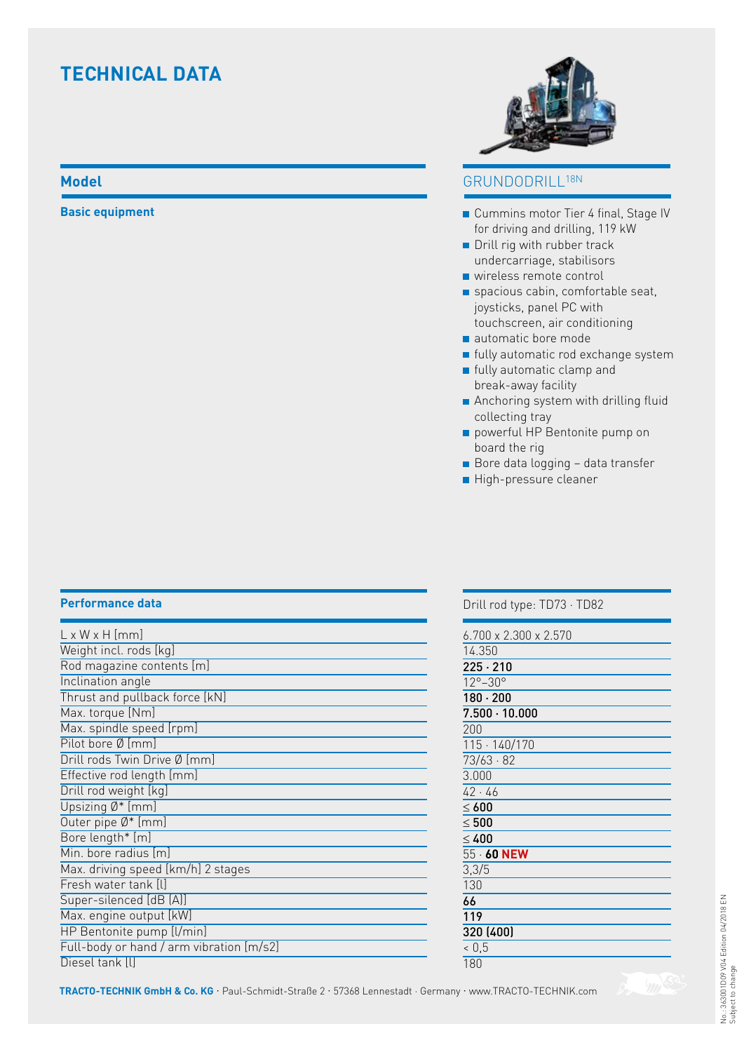# TECHNICAL DATA

| Model | GRUNDODRILL[18N] |
|---|---|
| **Basic equipment** | Cummins motor Tier 4 final, Stage IV for driving and drilling, 119 kW<br>Drill rig with rubber track undercarriage, stabilisors<br>wireless remote control<br>spacious cabin, comfortable seat, joysticks, panel PC with touchscreen, air conditioning<br>automatic bore mode<br>fully automatic rod exchange system<br>fully automatic clamp and break-away facility<br>Anchoring system with drilling fluid collecting tray<br>powerful HP Bentonite pump on board the rig<br>Bore data logging – data transfer<br>High-pressure cleaner |

| **Performance data** | Drill rod type: TD73 · TD82 |
|---|---|
| L x W x H [mm] | 6.700 x 2.300 x 2.570 |
| Weight incl. rods [kg] | 14.350 |
| Rod magazine contents [m] | **225 · 210** |
| Inclination angle | 12°–30° |
| Thrust and pullback force [kN] | **180 · 200** |
| Max. torque [Nm] | **7.500 · 10.000** |
| Max. spindle speed [rpm] | 200 |
| Pilot bore Ø [mm] | 115 · 140/170 |
| Drill rods Twin Drive Ø [mm] | 73/63 · 82 |
| Effective rod length [mm] | 3.000 |
| Drill rod weight [kg] | 42 · 46 |
| Upsizing Ø* [mm] | **≤ 600** |
| Outer pipe Ø* [mm] | **≤ 500** |
| Bore length* [m] | **≤ 400** |
| Min. bore radius [m] | 55 · **60 NEW** |
| Max. driving speed [km/h] 2 stages | 3,3/5 |
| Fresh water tank [l] | 130 |
| Super-silenced [dB (A)] | **66** |
| Max. engine output [kW] | **119** |
| HP Bentonite pump [l/min] | **320 (400)** |
| Full-body or hand / arm vibration [m/s2] | < 0,5 |
| Diesel tank [l] | 180 |

**TRACTO-TECHNIK GmbH & Co. KG** · Paul-Schmidt-Straße 2 · 57368 Lennestadt · Germany · www.TRACTO-TECHNIK.com

No.: 363001D09 V04 Edition 04/2018 EN
Subject to change